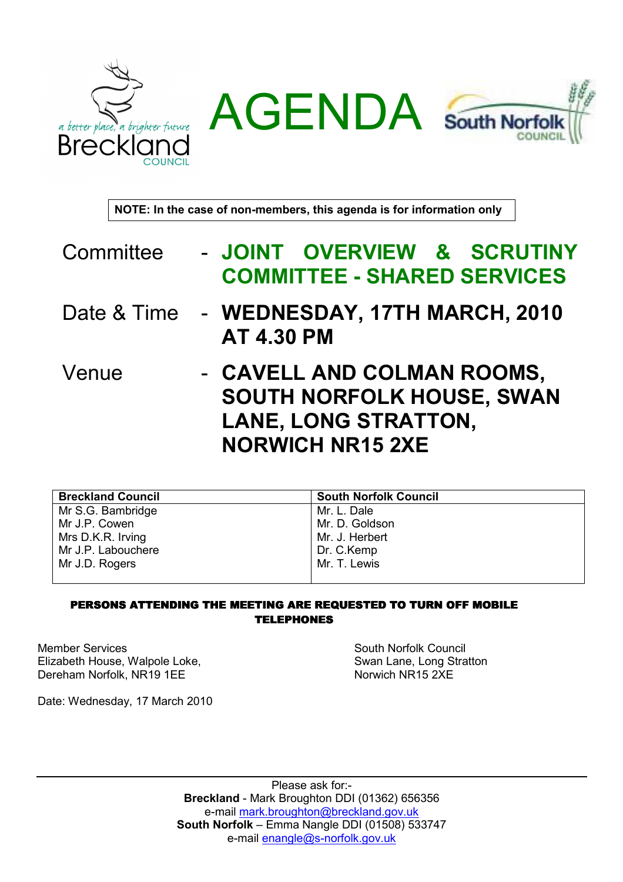# AGENDA

**NOTE: In the case of non-members, this agenda is for information only**

Committee - **JOINT OVERVIEW & SCRUTINY COMMITTEE - SHARED SERVICES**

Date & Time - **WEDNESDAY, 17TH MARCH, 2010 AT 4.30 PM**

Venue - **CAVELL AND COLMAN ROOMS, SOUTH NORFOLK HOUSE, SWAN LANE, LONG STRATTON, NORWICH NR15 2XE**

| Breckland Council | South Norfolk Council |
|---|---|
| Mr S.G. Bambridge | Mr. L. Dale |
| Mr J.P. Cowen | Mr. D. Goldson |
| Mrs D.K.R. Irving | Mr. J. Herbert |
| Mr J.P. Labouchere | Dr. C.Kemp |
| Mr J.D. Rogers | Mr. T. Lewis |

**PERSONS ATTENDING THE MEETING ARE REQUESTED TO TURN OFF MOBILE TELEPHONES**

Member Services
Elizabeth House, Walpole Loke,
Dereham Norfolk, NR19 1EE

South Norfolk Council
Swan Lane, Long Stratton
Norwich NR15 2XE

Date: Wednesday, 17 March 2010

Please ask for:-
**Breckland** - Mark Broughton DDI (01362) 656356
e-mail mark.broughton@breckland.gov.uk
**South Norfolk** – Emma Nangle DDI (01508) 533747
e-mail enangle@s-norfolk.gov.uk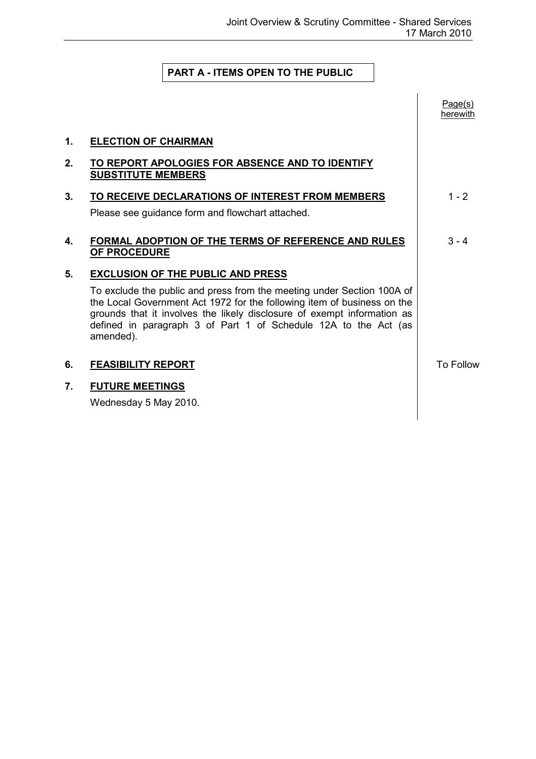## PART A - ITEMS OPEN TO THE PUBLIC

| | | Page(s) herewith |
|---|---|---|
| 1. | **ELECTION OF CHAIRMAN** | |
| 2. | **TO REPORT APOLOGIES FOR ABSENCE AND TO IDENTIFY SUBSTITUTE MEMBERS** | |
| 3. | **TO RECEIVE DECLARATIONS OF INTEREST FROM MEMBERS**<br>Please see guidance form and flowchart attached. | 1 - 2 |
| 4. | **FORMAL ADOPTION OF THE TERMS OF REFERENCE AND RULES OF PROCEDURE** | 3 - 4 |
| 5. | **EXCLUSION OF THE PUBLIC AND PRESS**<br>To exclude the public and press from the meeting under Section 100A of the Local Government Act 1972 for the following item of business on the grounds that it involves the likely disclosure of exempt information as defined in paragraph 3 of Part 1 of Schedule 12A to the Act (as amended). | |
| 6. | **FEASIBILITY REPORT** | To Follow |
| 7. | **FUTURE MEETINGS**<br>Wednesday 5 May 2010. | |